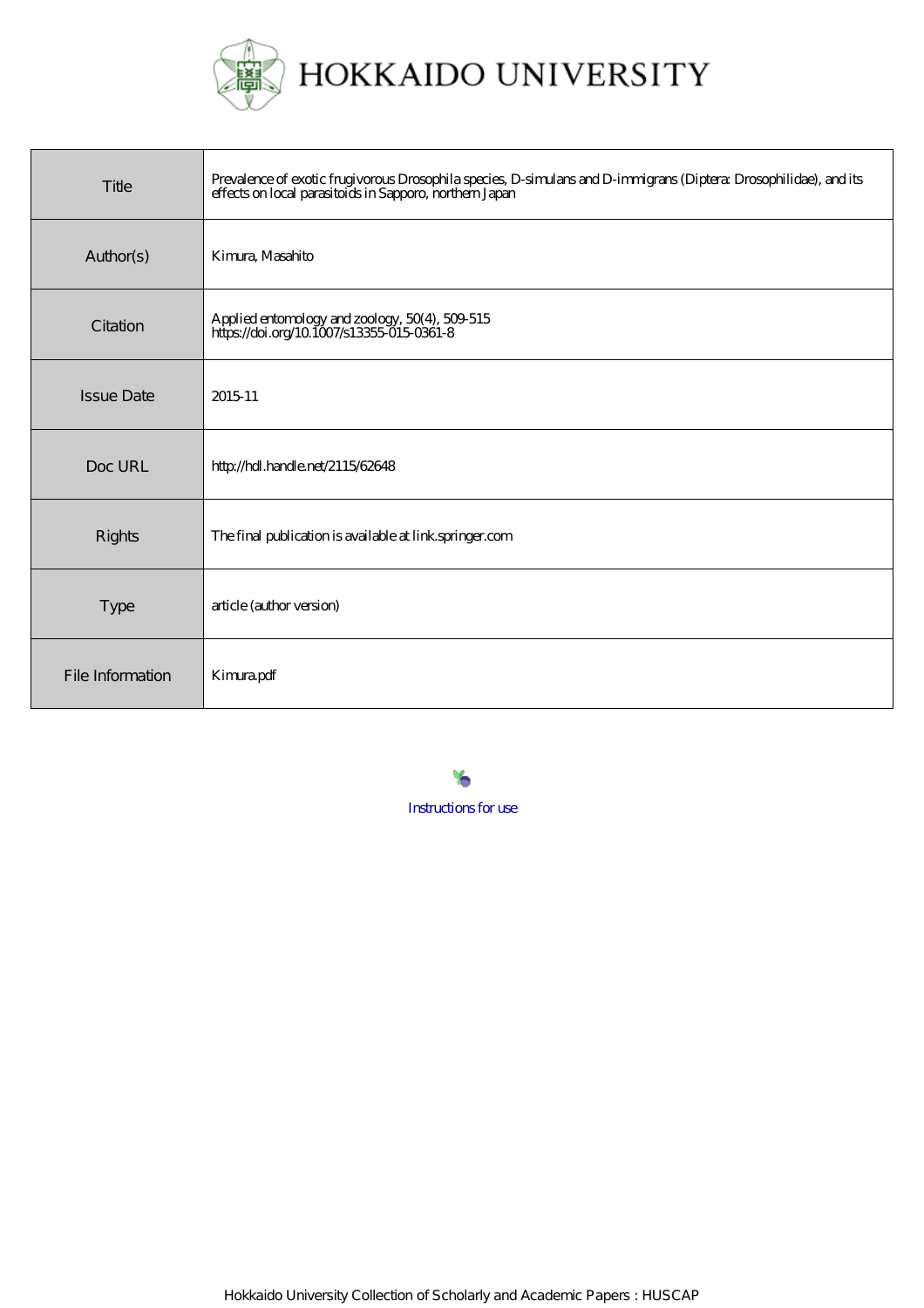# HOKKAIDO UNIVERSITY

| | |
|---|---|
| Title | Prevalence of exotic frugivorous Drosophila species, D-simulans and D-immigrans (Diptera: Drosophilidae), and its effects on local parasitoids in Sapporo, northern Japan |
| Author(s) | Kimura, Masahito |
| Citation | Applied entomology and zoology, 50(4), 509-515<br>https://doi.org/10.1007/s13355-015-0361-8 |
| Issue Date | 2015-11 |
| Doc URL | http://hdl.handle.net/2115/62648 |
| Rights | The final publication is available at link.springer.com |
| Type | article (author version) |
| File Information | Kimura.pdf |

Instructions for use

Hokkaido University Collection of Scholarly and Academic Papers : HUSCAP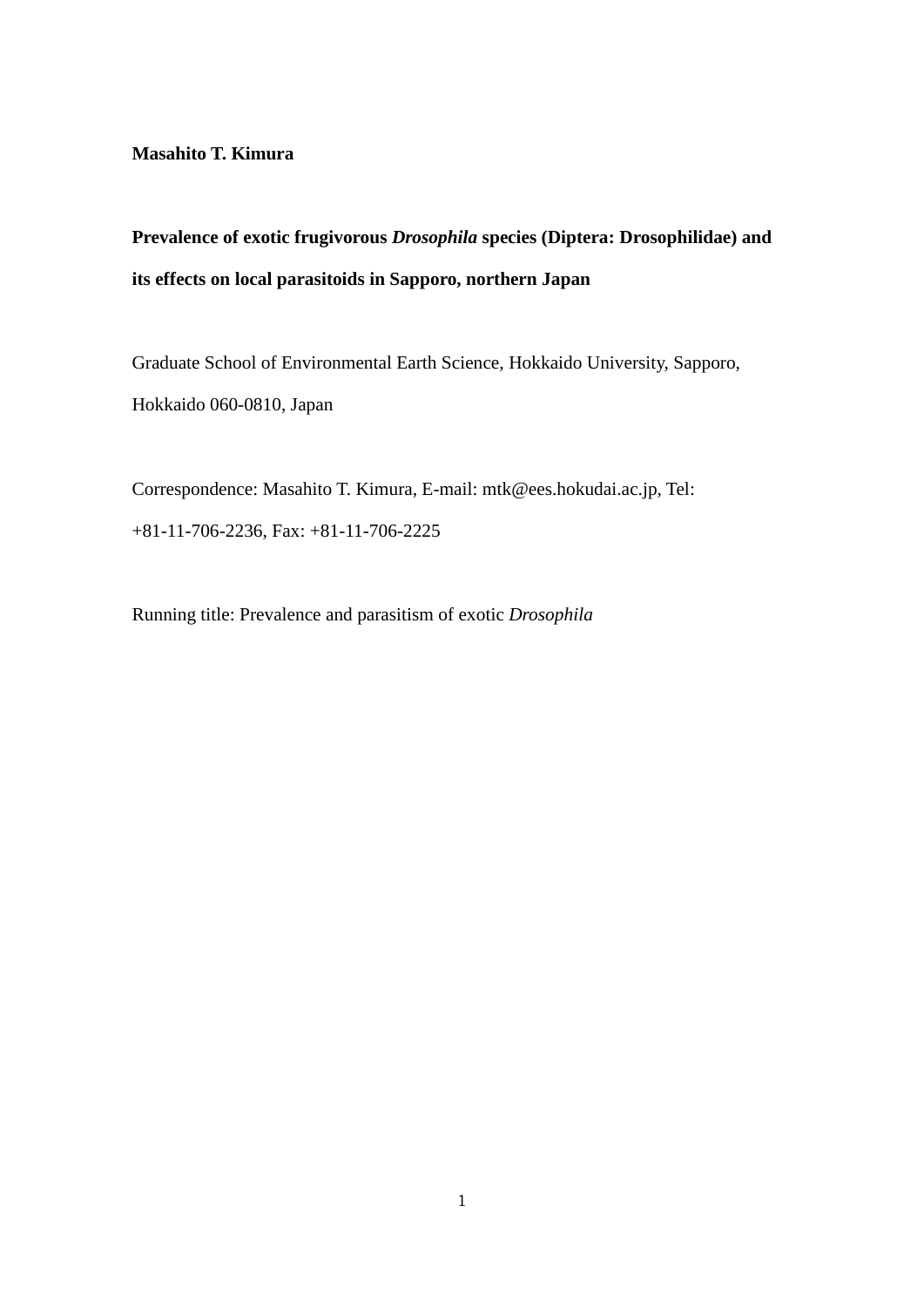**Masahito T. Kimura**

**Prevalence of exotic frugivorous *Drosophila* species (Diptera: Drosophilidae) and its effects on local parasitoids in Sapporo, northern Japan**

Graduate School of Environmental Earth Science, Hokkaido University, Sapporo, Hokkaido 060-0810, Japan

Correspondence: Masahito T. Kimura, E-mail: mtk@ees.hokudai.ac.jp, Tel: +81-11-706-2236, Fax: +81-11-706-2225

Running title: Prevalence and parasitism of exotic *Drosophila*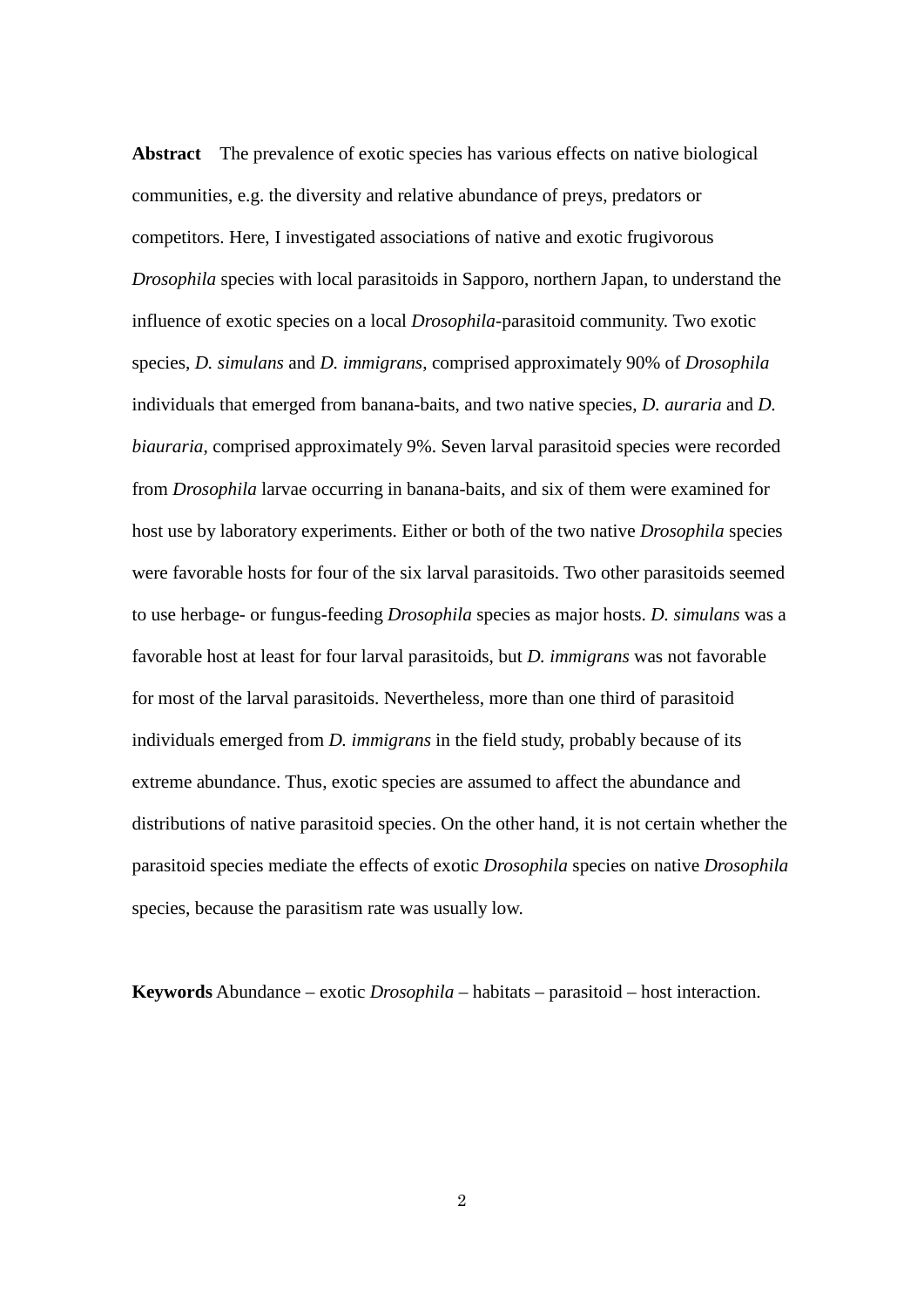**Abstract** The prevalence of exotic species has various effects on native biological communities, e.g. the diversity and relative abundance of preys, predators or competitors. Here, I investigated associations of native and exotic frugivorous *Drosophila* species with local parasitoids in Sapporo, northern Japan, to understand the influence of exotic species on a local *Drosophila*-parasitoid community. Two exotic species, *D. simulans* and *D. immigrans*, comprised approximately 90% of *Drosophila* individuals that emerged from banana-baits, and two native species, *D. auraria* and *D. biauraria*, comprised approximately 9%. Seven larval parasitoid species were recorded from *Drosophila* larvae occurring in banana-baits, and six of them were examined for host use by laboratory experiments. Either or both of the two native *Drosophila* species were favorable hosts for four of the six larval parasitoids. Two other parasitoids seemed to use herbage- or fungus-feeding *Drosophila* species as major hosts. *D. simulans* was a favorable host at least for four larval parasitoids, but *D. immigrans* was not favorable for most of the larval parasitoids. Nevertheless, more than one third of parasitoid individuals emerged from *D. immigrans* in the field study, probably because of its extreme abundance. Thus, exotic species are assumed to affect the abundance and distributions of native parasitoid species. On the other hand, it is not certain whether the parasitoid species mediate the effects of exotic *Drosophila* species on native *Drosophila* species, because the parasitism rate was usually low.

**Keywords** Abundance – exotic *Drosophila* – habitats – parasitoid – host interaction.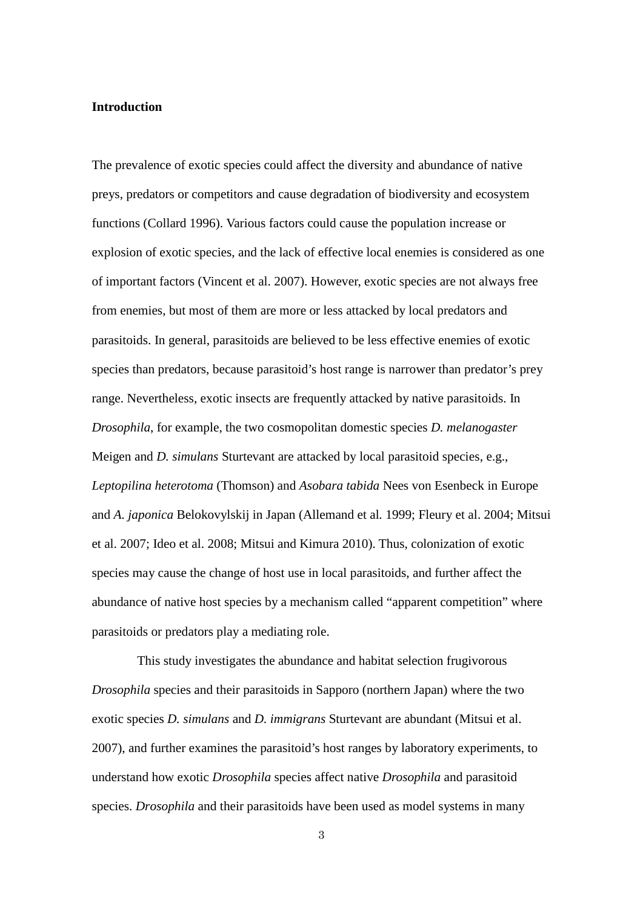**Introduction**

The prevalence of exotic species could affect the diversity and abundance of native preys, predators or competitors and cause degradation of biodiversity and ecosystem functions (Collard 1996). Various factors could cause the population increase or explosion of exotic species, and the lack of effective local enemies is considered as one of important factors (Vincent et al. 2007). However, exotic species are not always free from enemies, but most of them are more or less attacked by local predators and parasitoids. In general, parasitoids are believed to be less effective enemies of exotic species than predators, because parasitoid's host range is narrower than predator's prey range. Nevertheless, exotic insects are frequently attacked by native parasitoids. In *Drosophila*, for example, the two cosmopolitan domestic species *D. melanogaster* Meigen and *D. simulans* Sturtevant are attacked by local parasitoid species, e.g., *Leptopilina heterotoma* (Thomson) and *Asobara tabida* Nees von Esenbeck in Europe and *A. japonica* Belokovylskij in Japan (Allemand et al. 1999; Fleury et al. 2004; Mitsui et al. 2007; Ideo et al. 2008; Mitsui and Kimura 2010). Thus, colonization of exotic species may cause the change of host use in local parasitoids, and further affect the abundance of native host species by a mechanism called "apparent competition" where parasitoids or predators play a mediating role.

This study investigates the abundance and habitat selection frugivorous *Drosophila* species and their parasitoids in Sapporo (northern Japan) where the two exotic species *D. simulans* and *D. immigrans* Sturtevant are abundant (Mitsui et al. 2007), and further examines the parasitoid's host ranges by laboratory experiments, to understand how exotic *Drosophila* species affect native *Drosophila* and parasitoid species. *Drosophila* and their parasitoids have been used as model systems in many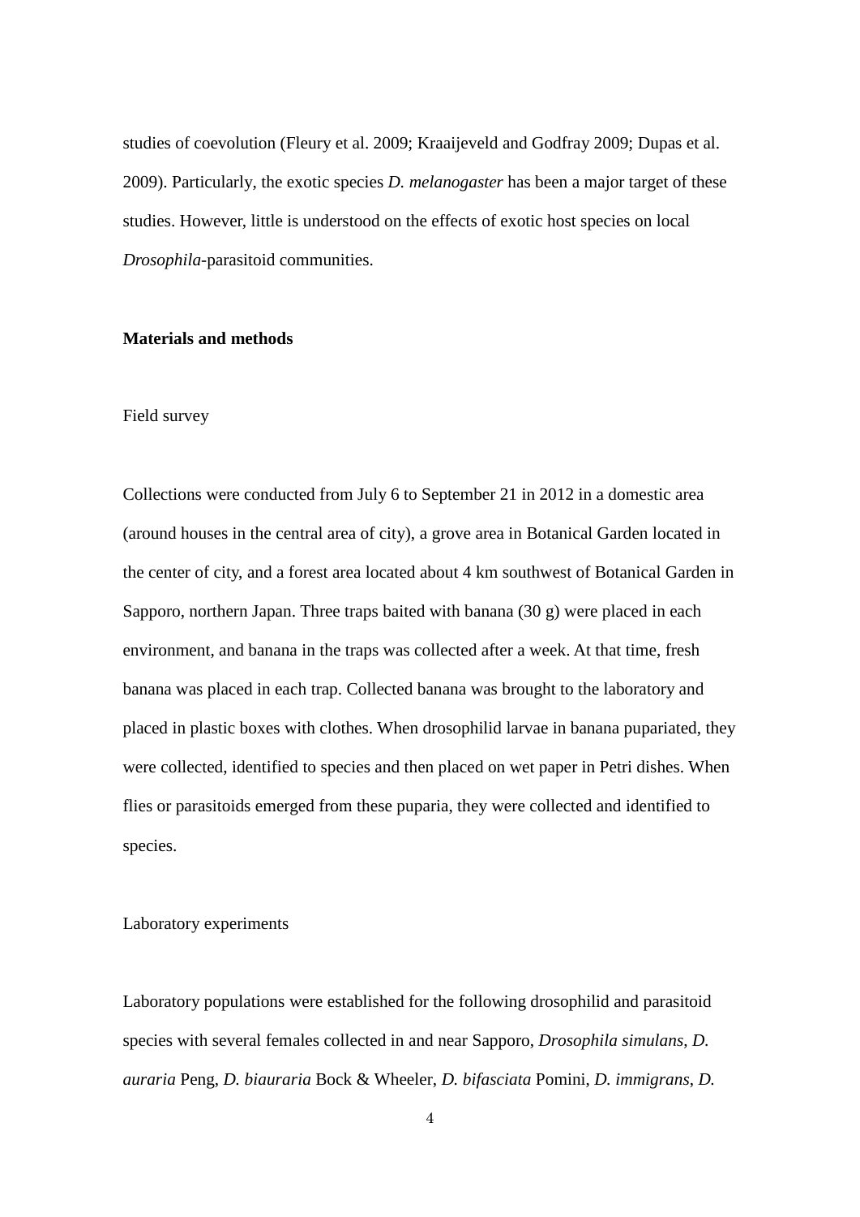studies of coevolution (Fleury et al. 2009; Kraaijeveld and Godfray 2009; Dupas et al. 2009). Particularly, the exotic species *D. melanogaster* has been a major target of these studies. However, little is understood on the effects of exotic host species on local *Drosophila*-parasitoid communities.

## Materials and methods

### Field survey

Collections were conducted from July 6 to September 21 in 2012 in a domestic area (around houses in the central area of city), a grove area in Botanical Garden located in the center of city, and a forest area located about 4 km southwest of Botanical Garden in Sapporo, northern Japan. Three traps baited with banana (30 g) were placed in each environment, and banana in the traps was collected after a week. At that time, fresh banana was placed in each trap. Collected banana was brought to the laboratory and placed in plastic boxes with clothes. When drosophilid larvae in banana pupariated, they were collected, identified to species and then placed on wet paper in Petri dishes. When flies or parasitoids emerged from these puparia, they were collected and identified to species.

### Laboratory experiments

Laboratory populations were established for the following drosophilid and parasitoid species with several females collected in and near Sapporo, *Drosophila simulans*, *D. auraria* Peng, *D. biauraria* Bock & Wheeler, *D. bifasciata* Pomini, *D. immigrans*, *D.*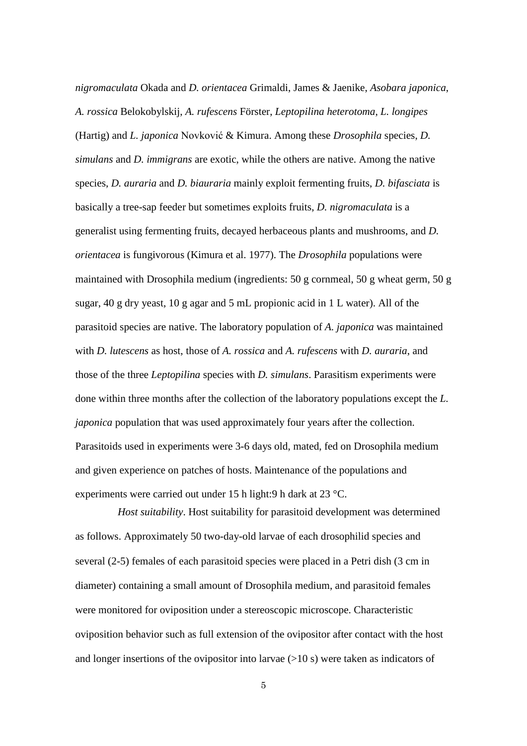*nigromaculata* Okada and *D. orientacea* Grimaldi, James & Jaenike, *Asobara japonica*, *A. rossica* Belokobylskij, *A. rufescens* Förster, *Leptopilina heterotoma*, *L. longipes* (Hartig) and *L. japonica* Novković & Kimura. Among these *Drosophila* species, *D. simulans* and *D. immigrans* are exotic, while the others are native. Among the native species, *D. auraria* and *D. biauraria* mainly exploit fermenting fruits, *D. bifasciata* is basically a tree-sap feeder but sometimes exploits fruits, *D. nigromaculata* is a generalist using fermenting fruits, decayed herbaceous plants and mushrooms, and *D. orientacea* is fungivorous (Kimura et al. 1977). The *Drosophila* populations were maintained with Drosophila medium (ingredients: 50 g cornmeal, 50 g wheat germ, 50 g sugar, 40 g dry yeast, 10 g agar and 5 mL propionic acid in 1 L water). All of the parasitoid species are native. The laboratory population of *A. japonica* was maintained with *D. lutescens* as host, those of *A. rossica* and *A. rufescens* with *D. auraria*, and those of the three *Leptopilina* species with *D. simulans*. Parasitism experiments were done within three months after the collection of the laboratory populations except the *L. japonica* population that was used approximately four years after the collection. Parasitoids used in experiments were 3-6 days old, mated, fed on Drosophila medium and given experience on patches of hosts. Maintenance of the populations and experiments were carried out under 15 h light:9 h dark at 23 °C.

*Host suitability*. Host suitability for parasitoid development was determined as follows. Approximately 50 two-day-old larvae of each drosophilid species and several (2-5) females of each parasitoid species were placed in a Petri dish (3 cm in diameter) containing a small amount of Drosophila medium, and parasitoid females were monitored for oviposition under a stereoscopic microscope. Characteristic oviposition behavior such as full extension of the ovipositor after contact with the host and longer insertions of the ovipositor into larvae (>10 s) were taken as indicators of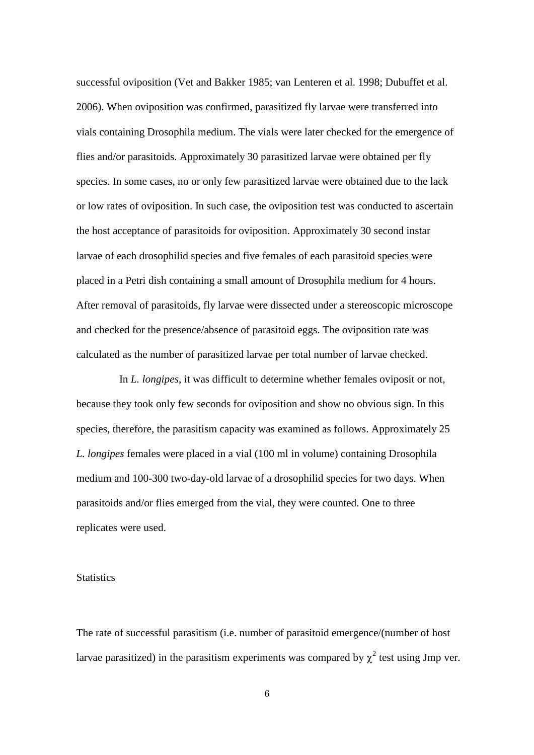successful oviposition (Vet and Bakker 1985; van Lenteren et al. 1998; Dubuffet et al. 2006). When oviposition was confirmed, parasitized fly larvae were transferred into vials containing Drosophila medium. The vials were later checked for the emergence of flies and/or parasitoids. Approximately 30 parasitized larvae were obtained per fly species. In some cases, no or only few parasitized larvae were obtained due to the lack or low rates of oviposition. In such case, the oviposition test was conducted to ascertain the host acceptance of parasitoids for oviposition. Approximately 30 second instar larvae of each drosophilid species and five females of each parasitoid species were placed in a Petri dish containing a small amount of Drosophila medium for 4 hours. After removal of parasitoids, fly larvae were dissected under a stereoscopic microscope and checked for the presence/absence of parasitoid eggs. The oviposition rate was calculated as the number of parasitized larvae per total number of larvae checked.

In *L. longipes*, it was difficult to determine whether females oviposit or not, because they took only few seconds for oviposition and show no obvious sign. In this species, therefore, the parasitism capacity was examined as follows. Approximately 25 *L. longipes* females were placed in a vial (100 ml in volume) containing Drosophila medium and 100-300 two-day-old larvae of a drosophilid species for two days. When parasitoids and/or flies emerged from the vial, they were counted. One to three replicates were used.

## Statistics

The rate of successful parasitism (i.e. number of parasitoid emergence/(number of host larvae parasitized) in the parasitism experiments was compared by $\chi^2$ test using Jmp ver.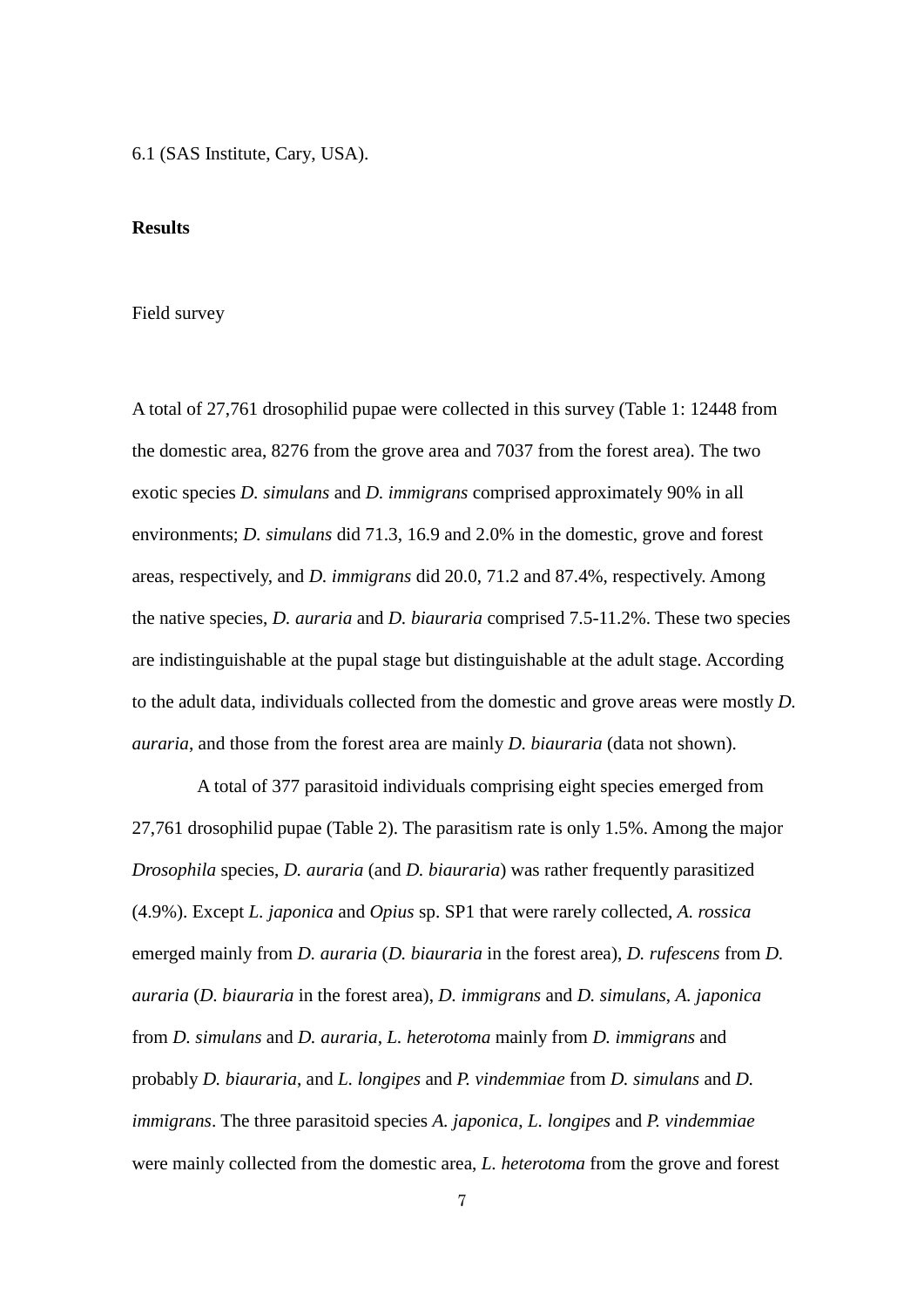6.1 (SAS Institute, Cary, USA).

## Results

### Field survey

A total of 27,761 drosophilid pupae were collected in this survey (Table 1: 12448 from the domestic area, 8276 from the grove area and 7037 from the forest area). The two exotic species *D. simulans* and *D. immigrans* comprised approximately 90% in all environments; *D. simulans* did 71.3, 16.9 and 2.0% in the domestic, grove and forest areas, respectively, and *D. immigrans* did 20.0, 71.2 and 87.4%, respectively. Among the native species, *D. auraria* and *D. biauraria* comprised 7.5-11.2%. These two species are indistinguishable at the pupal stage but distinguishable at the adult stage. According to the adult data, individuals collected from the domestic and grove areas were mostly *D. auraria*, and those from the forest area are mainly *D. biauraria* (data not shown).

A total of 377 parasitoid individuals comprising eight species emerged from 27,761 drosophilid pupae (Table 2). The parasitism rate is only 1.5%. Among the major *Drosophila* species, *D. auraria* (and *D. biauraria*) was rather frequently parasitized (4.9%). Except *L. japonica* and *Opius* sp. SP1 that were rarely collected, *A. rossica* emerged mainly from *D. auraria* (*D. biauraria* in the forest area), *D. rufescens* from *D. auraria* (*D. biauraria* in the forest area), *D. immigrans* and *D. simulans*, *A. japonica* from *D. simulans* and *D. auraria*, *L. heterotoma* mainly from *D. immigrans* and probably *D. biauraria*, and *L. longipes* and *P. vindemmiae* from *D. simulans* and *D. immigrans*. The three parasitoid species *A. japonica*, *L. longipes* and *P. vindemmiae* were mainly collected from the domestic area, *L. heterotoma* from the grove and forest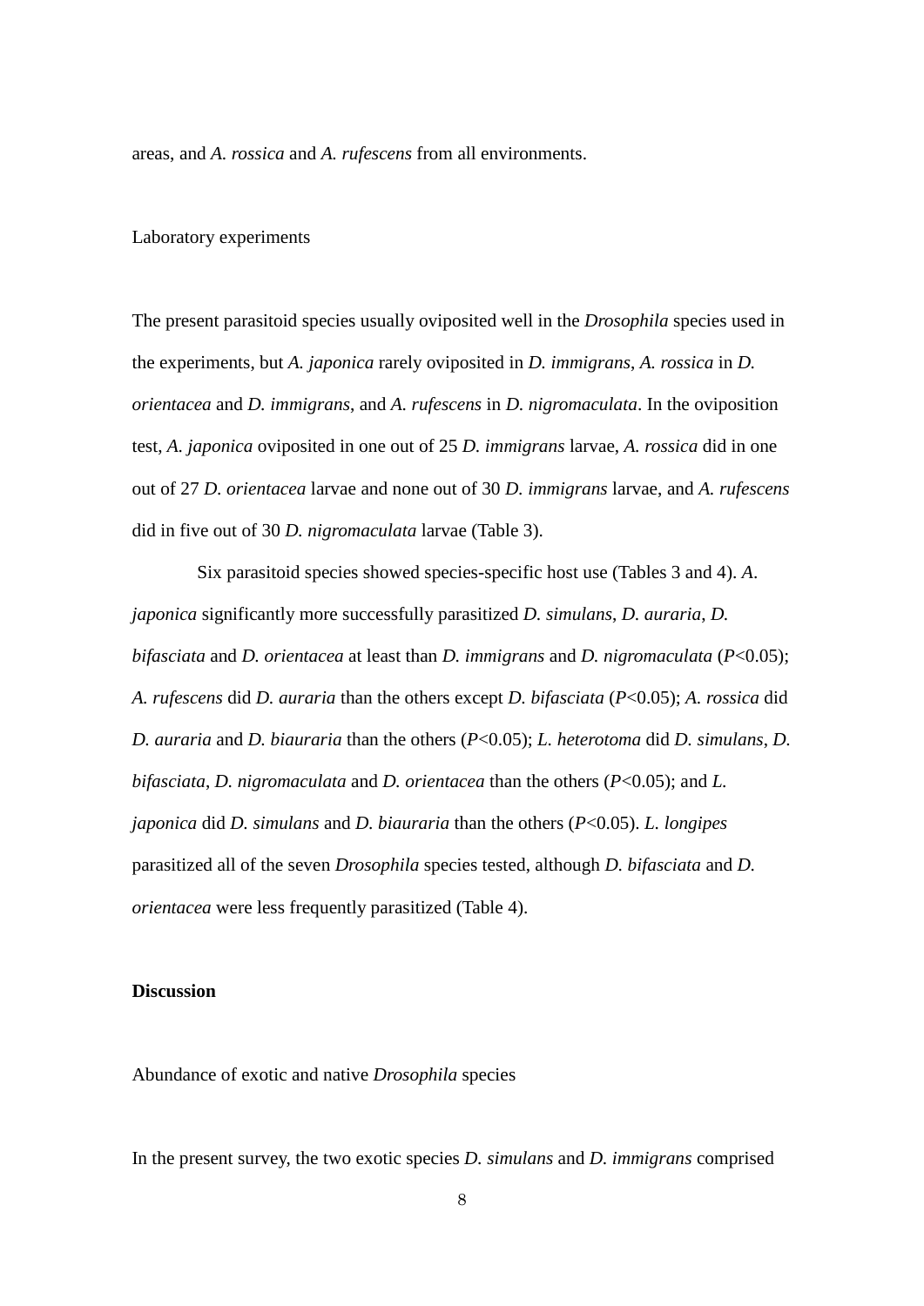areas, and *A. rossica* and *A. rufescens* from all environments.

### Laboratory experiments

The present parasitoid species usually oviposited well in the *Drosophila* species used in the experiments, but *A. japonica* rarely oviposited in *D. immigrans*, *A. rossica* in *D. orientacea* and *D. immigrans*, and *A. rufescens* in *D. nigromaculata*. In the oviposition test, *A. japonica* oviposited in one out of 25 *D. immigrans* larvae, *A. rossica* did in one out of 27 *D. orientacea* larvae and none out of 30 *D. immigrans* larvae, and *A. rufescens* did in five out of 30 *D. nigromaculata* larvae (Table 3).

Six parasitoid species showed species-specific host use (Tables 3 and 4). *A. japonica* significantly more successfully parasitized *D. simulans*, *D. auraria*, *D. bifasciata* and *D. orientacea* at least than *D. immigrans* and *D. nigromaculata* ($P$<0.05); *A. rufescens* did *D. auraria* than the others except *D. bifasciata* ($P$<0.05); *A. rossica* did *D. auraria* and *D. biauraria* than the others ($P$<0.05); *L. heterotoma* did *D. simulans*, *D. bifasciata*, *D. nigromaculata* and *D. orientacea* than the others ($P$<0.05); and *L. japonica* did *D. simulans* and *D. biauraria* than the others ($P$<0.05). *L. longipes* parasitized all of the seven *Drosophila* species tested, although *D. bifasciata* and *D. orientacea* were less frequently parasitized (Table 4).

## Discussion

### Abundance of exotic and native *Drosophila* species

In the present survey, the two exotic species *D. simulans* and *D. immigrans* comprised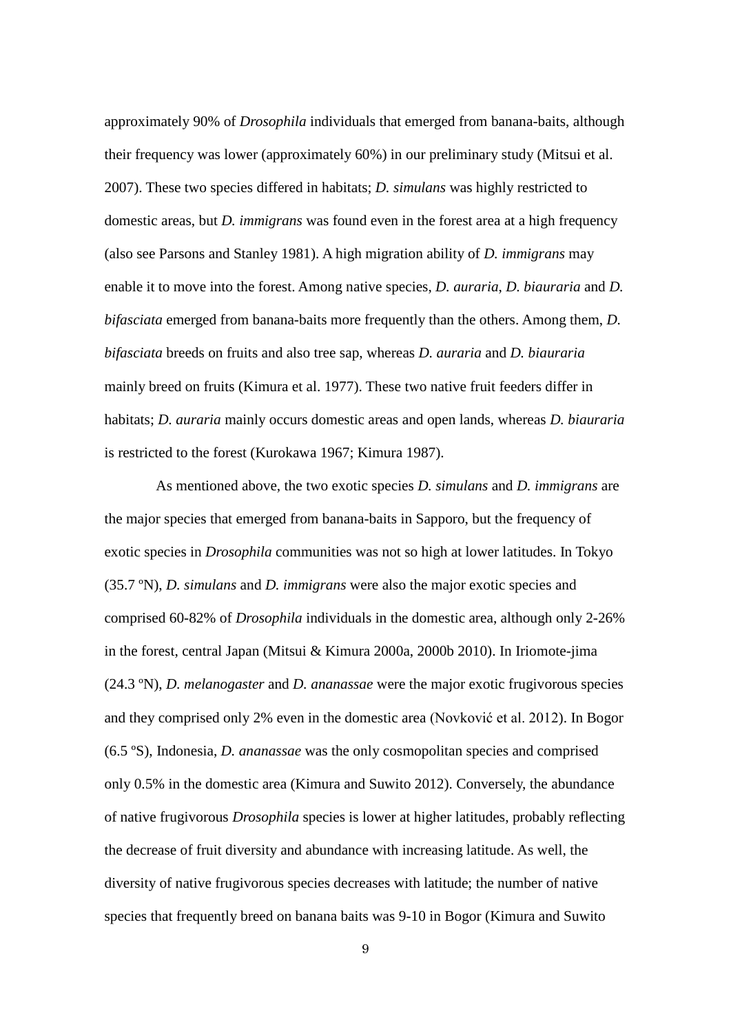approximately 90% of *Drosophila* individuals that emerged from banana-baits, although their frequency was lower (approximately 60%) in our preliminary study (Mitsui et al. 2007). These two species differed in habitats; *D. simulans* was highly restricted to domestic areas, but *D. immigrans* was found even in the forest area at a high frequency (also see Parsons and Stanley 1981). A high migration ability of *D. immigrans* may enable it to move into the forest. Among native species, *D. auraria*, *D. biauraria* and *D. bifasciata* emerged from banana-baits more frequently than the others. Among them, *D. bifasciata* breeds on fruits and also tree sap, whereas *D. auraria* and *D. biauraria* mainly breed on fruits (Kimura et al. 1977). These two native fruit feeders differ in habitats; *D. auraria* mainly occurs domestic areas and open lands, whereas *D. biauraria* is restricted to the forest (Kurokawa 1967; Kimura 1987).

As mentioned above, the two exotic species *D. simulans* and *D. immigrans* are the major species that emerged from banana-baits in Sapporo, but the frequency of exotic species in *Drosophila* communities was not so high at lower latitudes. In Tokyo (35.7 ºN), *D. simulans* and *D. immigrans* were also the major exotic species and comprised 60-82% of *Drosophila* individuals in the domestic area, although only 2-26% in the forest, central Japan (Mitsui & Kimura 2000a, 2000b 2010). In Iriomote-jima (24.3 ºN), *D. melanogaster* and *D. ananassae* were the major exotic frugivorous species and they comprised only 2% even in the domestic area (Novković et al. 2012). In Bogor (6.5 ºS), Indonesia, *D. ananassae* was the only cosmopolitan species and comprised only 0.5% in the domestic area (Kimura and Suwito 2012). Conversely, the abundance of native frugivorous *Drosophila* species is lower at higher latitudes, probably reflecting the decrease of fruit diversity and abundance with increasing latitude. As well, the diversity of native frugivorous species decreases with latitude; the number of native species that frequently breed on banana baits was 9-10 in Bogor (Kimura and Suwito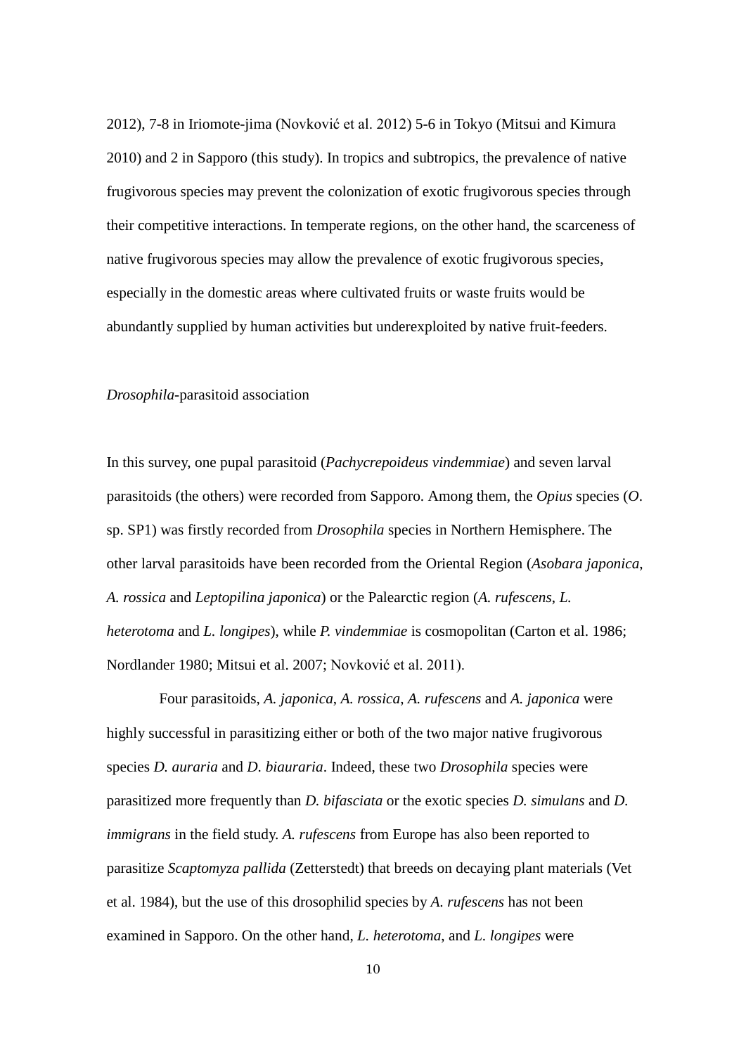2012), 7-8 in Iriomote-jima (Novković et al. 2012) 5-6 in Tokyo (Mitsui and Kimura 2010) and 2 in Sapporo (this study). In tropics and subtropics, the prevalence of native frugivorous species may prevent the colonization of exotic frugivorous species through their competitive interactions. In temperate regions, on the other hand, the scarceness of native frugivorous species may allow the prevalence of exotic frugivorous species, especially in the domestic areas where cultivated fruits or waste fruits would be abundantly supplied by human activities but underexploited by native fruit-feeders.

*Drosophila*-parasitoid association

In this survey, one pupal parasitoid (*Pachycrepoideus vindemmiae*) and seven larval parasitoids (the others) were recorded from Sapporo. Among them, the *Opius* species (*O*. sp. SP1) was firstly recorded from *Drosophila* species in Northern Hemisphere. The other larval parasitoids have been recorded from the Oriental Region (*Asobara japonica*, *A. rossica* and *Leptopilina japonica*) or the Palearctic region (*A. rufescens*, *L. heterotoma* and *L. longipes*), while *P. vindemmiae* is cosmopolitan (Carton et al. 1986; Nordlander 1980; Mitsui et al. 2007; Novković et al. 2011).

Four parasitoids, *A. japonica*, *A. rossica*, *A. rufescens* and *A. japonica* were highly successful in parasitizing either or both of the two major native frugivorous species *D. auraria* and *D. biauraria*. Indeed, these two *Drosophila* species were parasitized more frequently than *D. bifasciata* or the exotic species *D. simulans* and *D. immigrans* in the field study. *A. rufescens* from Europe has also been reported to parasitize *Scaptomyza pallida* (Zetterstedt) that breeds on decaying plant materials (Vet et al. 1984), but the use of this drosophilid species by *A. rufescens* has not been examined in Sapporo. On the other hand, *L. heterotoma*, and *L. longipes* were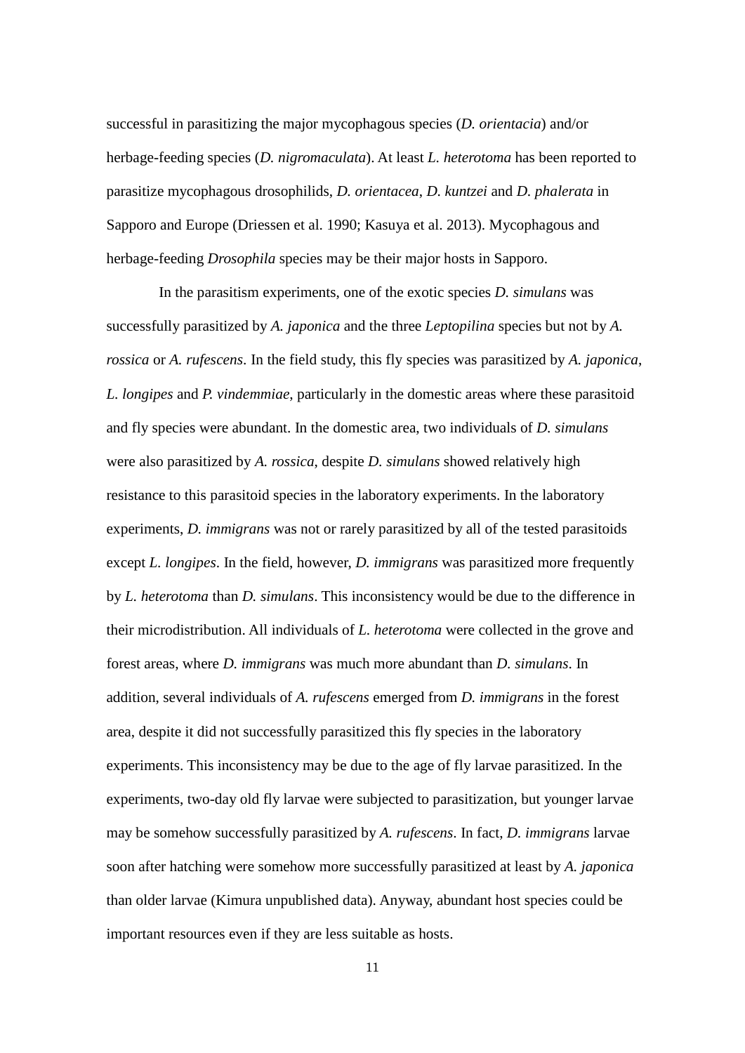successful in parasitizing the major mycophagous species (*D. orientacia*) and/or herbage-feeding species (*D. nigromaculata*). At least *L. heterotoma* has been reported to parasitize mycophagous drosophilids, *D. orientacea*, *D. kuntzei* and *D. phalerata* in Sapporo and Europe (Driessen et al. 1990; Kasuya et al. 2013). Mycophagous and herbage-feeding *Drosophila* species may be their major hosts in Sapporo.

In the parasitism experiments, one of the exotic species *D. simulans* was successfully parasitized by *A. japonica* and the three *Leptopilina* species but not by *A. rossica* or *A. rufescens*. In the field study, this fly species was parasitized by *A. japonica*, *L. longipes* and *P. vindemmiae*, particularly in the domestic areas where these parasitoid and fly species were abundant. In the domestic area, two individuals of *D. simulans* were also parasitized by *A. rossica*, despite *D. simulans* showed relatively high resistance to this parasitoid species in the laboratory experiments. In the laboratory experiments, *D. immigrans* was not or rarely parasitized by all of the tested parasitoids except *L. longipes*. In the field, however, *D. immigrans* was parasitized more frequently by *L. heterotoma* than *D. simulans*. This inconsistency would be due to the difference in their microdistribution. All individuals of *L. heterotoma* were collected in the grove and forest areas, where *D. immigrans* was much more abundant than *D. simulans*. In addition, several individuals of *A. rufescens* emerged from *D. immigrans* in the forest area, despite it did not successfully parasitized this fly species in the laboratory experiments. This inconsistency may be due to the age of fly larvae parasitized. In the experiments, two-day old fly larvae were subjected to parasitization, but younger larvae may be somehow successfully parasitized by *A. rufescens*. In fact, *D. immigrans* larvae soon after hatching were somehow more successfully parasitized at least by *A. japonica* than older larvae (Kimura unpublished data). Anyway, abundant host species could be important resources even if they are less suitable as hosts.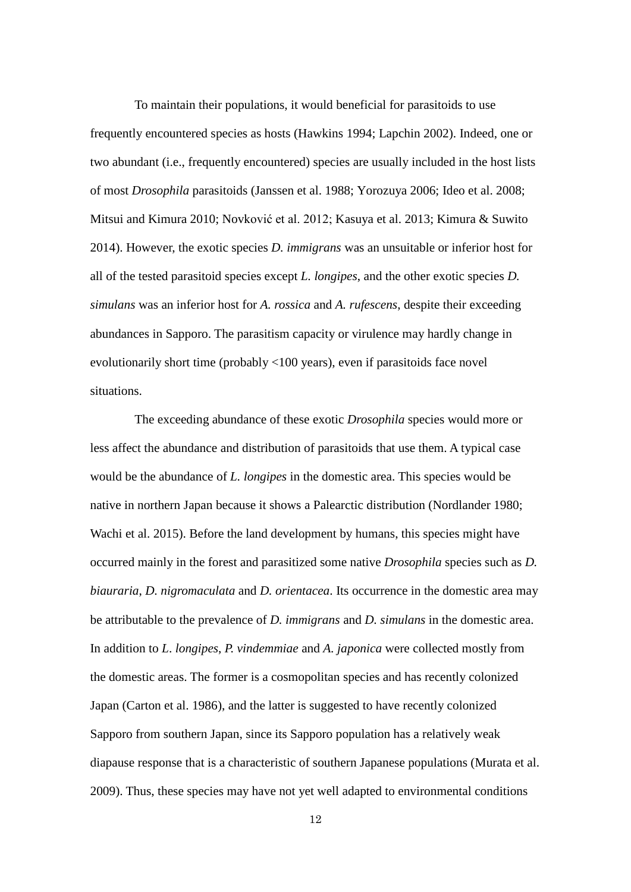To maintain their populations, it would beneficial for parasitoids to use frequently encountered species as hosts (Hawkins 1994; Lapchin 2002). Indeed, one or two abundant (i.e., frequently encountered) species are usually included in the host lists of most *Drosophila* parasitoids (Janssen et al. 1988; Yorozuya 2006; Ideo et al. 2008; Mitsui and Kimura 2010; Novković et al. 2012; Kasuya et al. 2013; Kimura & Suwito 2014). However, the exotic species *D. immigrans* was an unsuitable or inferior host for all of the tested parasitoid species except *L. longipes*, and the other exotic species *D. simulans* was an inferior host for *A. rossica* and *A. rufescens*, despite their exceeding abundances in Sapporo. The parasitism capacity or virulence may hardly change in evolutionarily short time (probably <100 years), even if parasitoids face novel situations.

The exceeding abundance of these exotic *Drosophila* species would more or less affect the abundance and distribution of parasitoids that use them. A typical case would be the abundance of *L. longipes* in the domestic area. This species would be native in northern Japan because it shows a Palearctic distribution (Nordlander 1980; Wachi et al. 2015). Before the land development by humans, this species might have occurred mainly in the forest and parasitized some native *Drosophila* species such as *D. biauraria*, *D. nigromaculata* and *D. orientacea*. Its occurrence in the domestic area may be attributable to the prevalence of *D. immigrans* and *D. simulans* in the domestic area. In addition to *L. longipes*, *P. vindemmiae* and *A. japonica* were collected mostly from the domestic areas. The former is a cosmopolitan species and has recently colonized Japan (Carton et al. 1986), and the latter is suggested to have recently colonized Sapporo from southern Japan, since its Sapporo population has a relatively weak diapause response that is a characteristic of southern Japanese populations (Murata et al. 2009). Thus, these species may have not yet well adapted to environmental conditions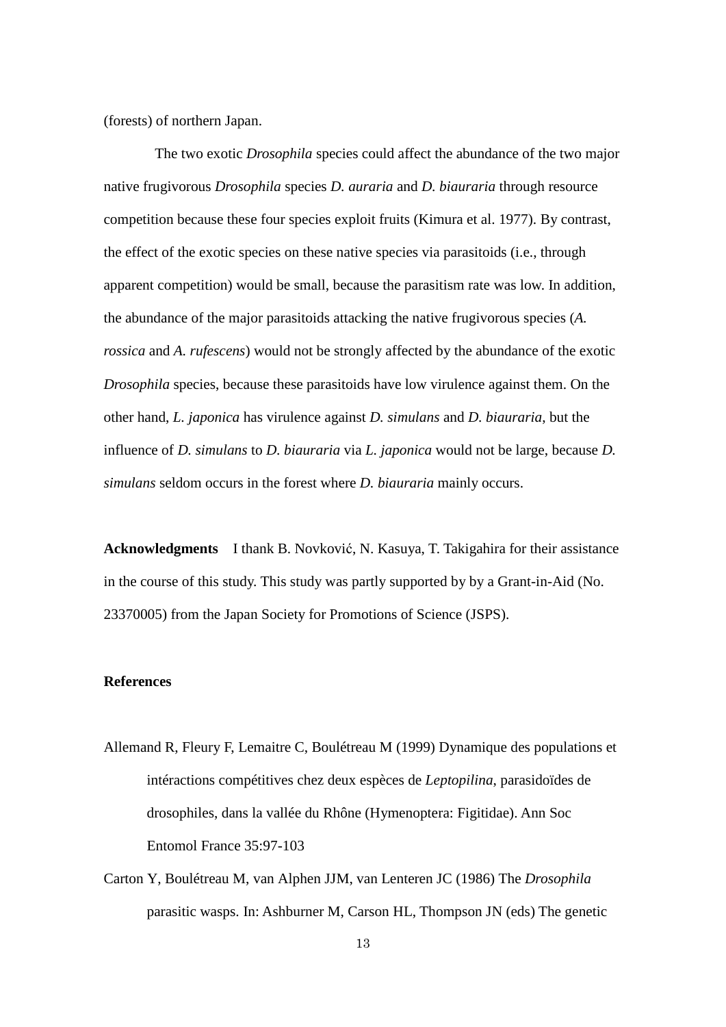(forests) of northern Japan.

The two exotic *Drosophila* species could affect the abundance of the two major native frugivorous *Drosophila* species *D. auraria* and *D. biauraria* through resource competition because these four species exploit fruits (Kimura et al. 1977). By contrast, the effect of the exotic species on these native species via parasitoids (i.e., through apparent competition) would be small, because the parasitism rate was low. In addition, the abundance of the major parasitoids attacking the native frugivorous species (*A. rossica* and *A. rufescens*) would not be strongly affected by the abundance of the exotic *Drosophila* species, because these parasitoids have low virulence against them. On the other hand, *L. japonica* has virulence against *D. simulans* and *D. biauraria*, but the influence of *D. simulans* to *D. biauraria* via *L. japonica* would not be large, because *D. simulans* seldom occurs in the forest where *D. biauraria* mainly occurs.

**Acknowledgments** I thank B. Novković, N. Kasuya, T. Takigahira for their assistance in the course of this study. This study was partly supported by by a Grant-in-Aid (No. 23370005) from the Japan Society for Promotions of Science (JSPS).

**References**

Allemand R, Fleury F, Lemaitre C, Boulétreau M (1999) Dynamique des populations et intéractions compétitives chez deux espèces de *Leptopilina*, parasidoïdes de drosophiles, dans la vallée du Rhône (Hymenoptera: Figitidae). Ann Soc Entomol France 35:97-103

Carton Y, Boulétreau M, van Alphen JJM, van Lenteren JC (1986) The *Drosophila* parasitic wasps. In: Ashburner M, Carson HL, Thompson JN (eds) The genetic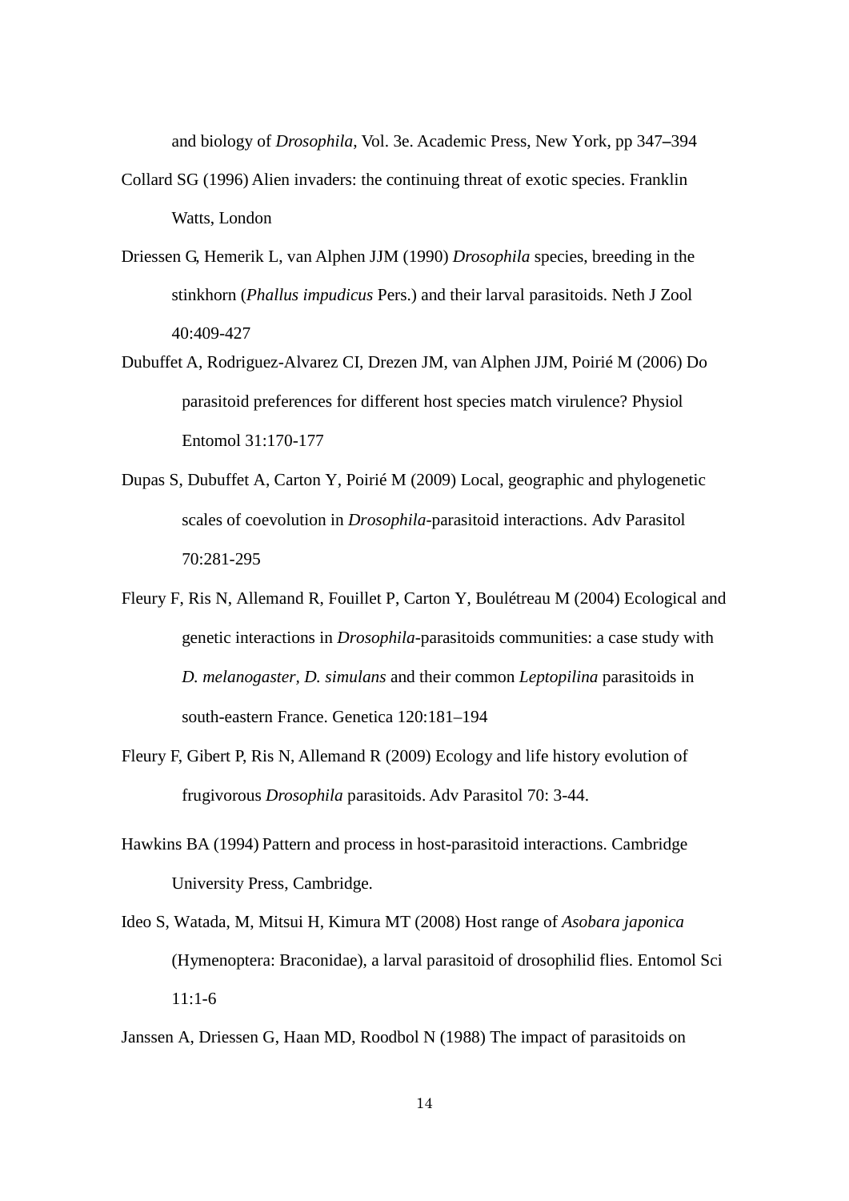and biology of *Drosophila*, Vol. 3e. Academic Press, New York, pp 347–394

Collard SG (1996) Alien invaders: the continuing threat of exotic species. Franklin Watts, London

Driessen G, Hemerik L, van Alphen JJM (1990) *Drosophila* species, breeding in the stinkhorn (*Phallus impudicus* Pers.) and their larval parasitoids. Neth J Zool 40:409-427

Dubuffet A, Rodriguez-Alvarez CI, Drezen JM, van Alphen JJM, Poirié M (2006) Do parasitoid preferences for different host species match virulence? Physiol Entomol 31:170-177

Dupas S, Dubuffet A, Carton Y, Poirié M (2009) Local, geographic and phylogenetic scales of coevolution in *Drosophila*-parasitoid interactions. Adv Parasitol 70:281-295

Fleury F, Ris N, Allemand R, Fouillet P, Carton Y, Boulétreau M (2004) Ecological and genetic interactions in *Drosophila*-parasitoids communities: a case study with *D. melanogaster, D. simulans* and their common *Leptopilina* parasitoids in south-eastern France. Genetica 120:181–194

Fleury F, Gibert P, Ris N, Allemand R (2009) Ecology and life history evolution of frugivorous *Drosophila* parasitoids. Adv Parasitol 70: 3-44.

Hawkins BA (1994) Pattern and process in host-parasitoid interactions. Cambridge University Press, Cambridge.

Ideo S, Watada, M, Mitsui H, Kimura MT (2008) Host range of *Asobara japonica* (Hymenoptera: Braconidae), a larval parasitoid of drosophilid flies. Entomol Sci 11:1-6

Janssen A, Driessen G, Haan MD, Roodbol N (1988) The impact of parasitoids on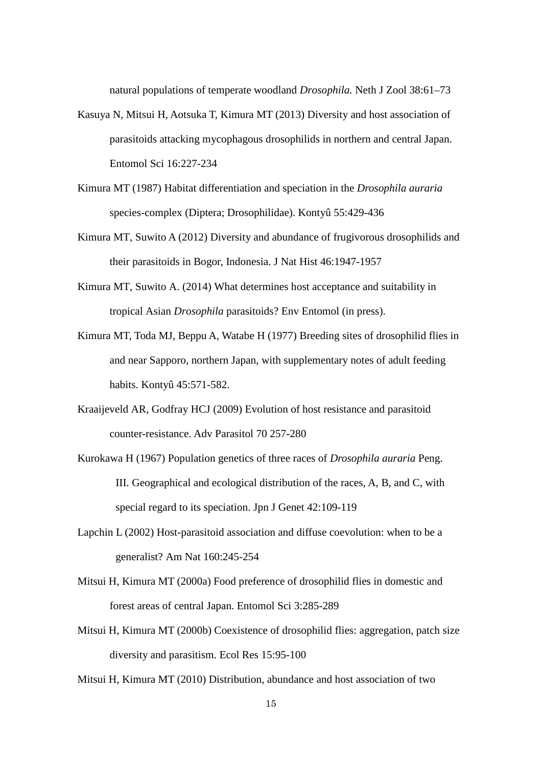natural populations of temperate woodland *Drosophila.* Neth J Zool 38:61–73

Kasuya N, Mitsui H, Aotsuka T, Kimura MT (2013) Diversity and host association of parasitoids attacking mycophagous drosophilids in northern and central Japan. Entomol Sci 16:227-234

Kimura MT (1987) Habitat differentiation and speciation in the *Drosophila auraria* species-complex (Diptera; Drosophilidae). Kontyû 55:429-436

Kimura MT, Suwito A (2012) Diversity and abundance of frugivorous drosophilids and their parasitoids in Bogor, Indonesia. J Nat Hist 46:1947-1957

Kimura MT, Suwito A. (2014) What determines host acceptance and suitability in tropical Asian *Drosophila* parasitoids? Env Entomol (in press).

Kimura MT, Toda MJ, Beppu A, Watabe H (1977) Breeding sites of drosophilid flies in and near Sapporo, northern Japan, with supplementary notes of adult feeding habits. Kontyû 45:571-582.

Kraaijeveld AR, Godfray HCJ (2009) Evolution of host resistance and parasitoid counter-resistance. Adv Parasitol 70 257-280

Kurokawa H (1967) Population genetics of three races of *Drosophila auraria* Peng. III. Geographical and ecological distribution of the races, A, B, and C, with special regard to its speciation. Jpn J Genet 42:109-119

Lapchin L (2002) Host-parasitoid association and diffuse coevolution: when to be a generalist? Am Nat 160:245-254

Mitsui H, Kimura MT (2000a) Food preference of drosophilid flies in domestic and forest areas of central Japan. Entomol Sci 3:285-289

Mitsui H, Kimura MT (2000b) Coexistence of drosophilid flies: aggregation, patch size diversity and parasitism. Ecol Res 15:95-100

Mitsui H, Kimura MT (2010) Distribution, abundance and host association of two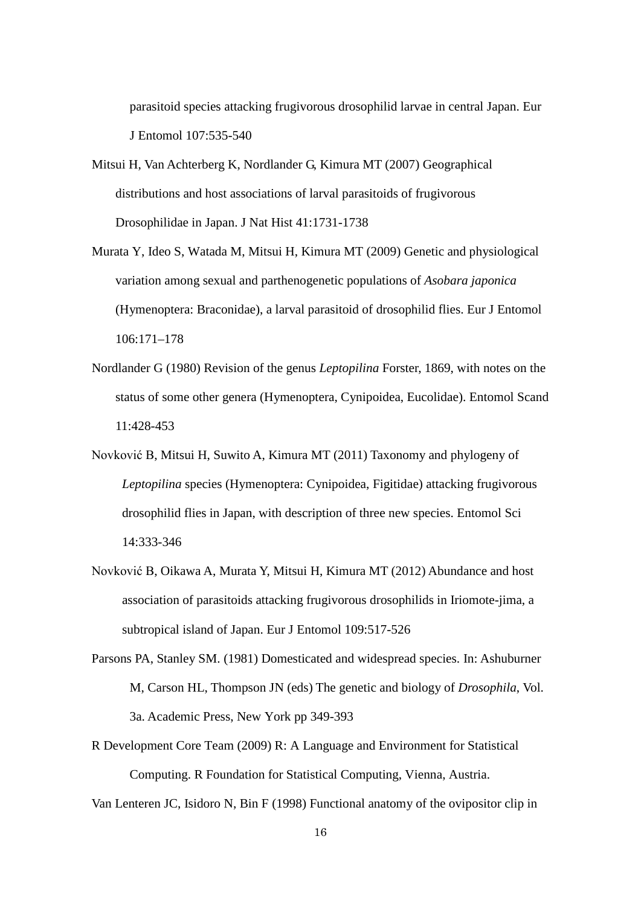parasitoid species attacking frugivorous drosophilid larvae in central Japan. Eur J Entomol 107:535-540

Mitsui H, Van Achterberg K, Nordlander G, Kimura MT (2007) Geographical distributions and host associations of larval parasitoids of frugivorous Drosophilidae in Japan. J Nat Hist 41:1731-1738

Murata Y, Ideo S, Watada M, Mitsui H, Kimura MT (2009) Genetic and physiological variation among sexual and parthenogenetic populations of *Asobara japonica* (Hymenoptera: Braconidae), a larval parasitoid of drosophilid flies. Eur J Entomol 106:171–178

Nordlander G (1980) Revision of the genus *Leptopilina* Forster, 1869, with notes on the status of some other genera (Hymenoptera, Cynipoidea, Eucolidae). Entomol Scand 11:428-453

Novković B, Mitsui H, Suwito A, Kimura MT (2011) Taxonomy and phylogeny of *Leptopilina* species (Hymenoptera: Cynipoidea, Figitidae) attacking frugivorous drosophilid flies in Japan, with description of three new species. Entomol Sci 14:333-346

Novković B, Oikawa A, Murata Y, Mitsui H, Kimura MT (2012) Abundance and host association of parasitoids attacking frugivorous drosophilids in Iriomote-jima, a subtropical island of Japan. Eur J Entomol 109:517-526

Parsons PA, Stanley SM. (1981) Domesticated and widespread species. In: Ashuburner M, Carson HL, Thompson JN (eds) The genetic and biology of *Drosophila*, Vol. 3a. Academic Press, New York pp 349-393

R Development Core Team (2009) R: A Language and Environment for Statistical Computing. R Foundation for Statistical Computing, Vienna, Austria.

Van Lenteren JC, Isidoro N, Bin F (1998) Functional anatomy of the ovipositor clip in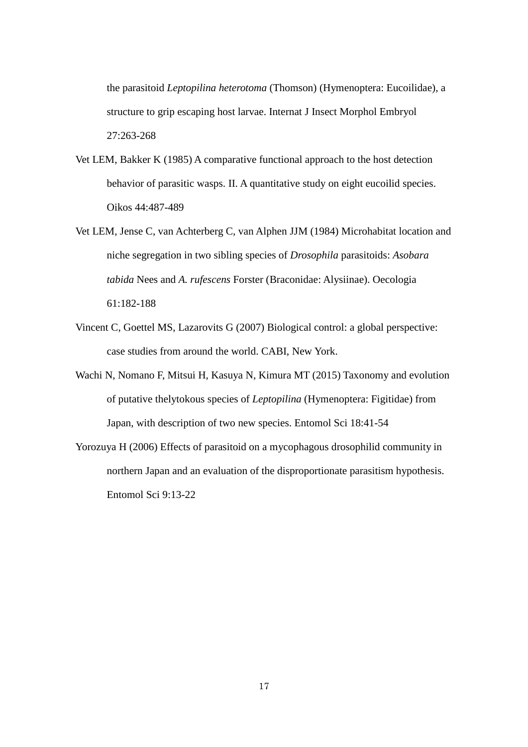the parasitoid *Leptopilina heterotoma* (Thomson) (Hymenoptera: Eucoilidae), a structure to grip escaping host larvae. Internat J Insect Morphol Embryol 27:263-268

Vet LEM, Bakker K (1985) A comparative functional approach to the host detection behavior of parasitic wasps. II. A quantitative study on eight eucoilid species. Oikos 44:487-489

Vet LEM, Jense C, van Achterberg C, van Alphen JJM (1984) Microhabitat location and niche segregation in two sibling species of *Drosophila* parasitoids: *Asobara tabida* Nees and *A. rufescens* Forster (Braconidae: Alysiinae). Oecologia 61:182-188

Vincent C, Goettel MS, Lazarovits G (2007) Biological control: a global perspective: case studies from around the world. CABI, New York.

Wachi N, Nomano F, Mitsui H, Kasuya N, Kimura MT (2015) Taxonomy and evolution of putative thelytokous species of *Leptopilina* (Hymenoptera: Figitidae) from Japan, with description of two new species. Entomol Sci 18:41-54

Yorozuya H (2006) Effects of parasitoid on a mycophagous drosophilid community in northern Japan and an evaluation of the disproportionate parasitism hypothesis. Entomol Sci 9:13-22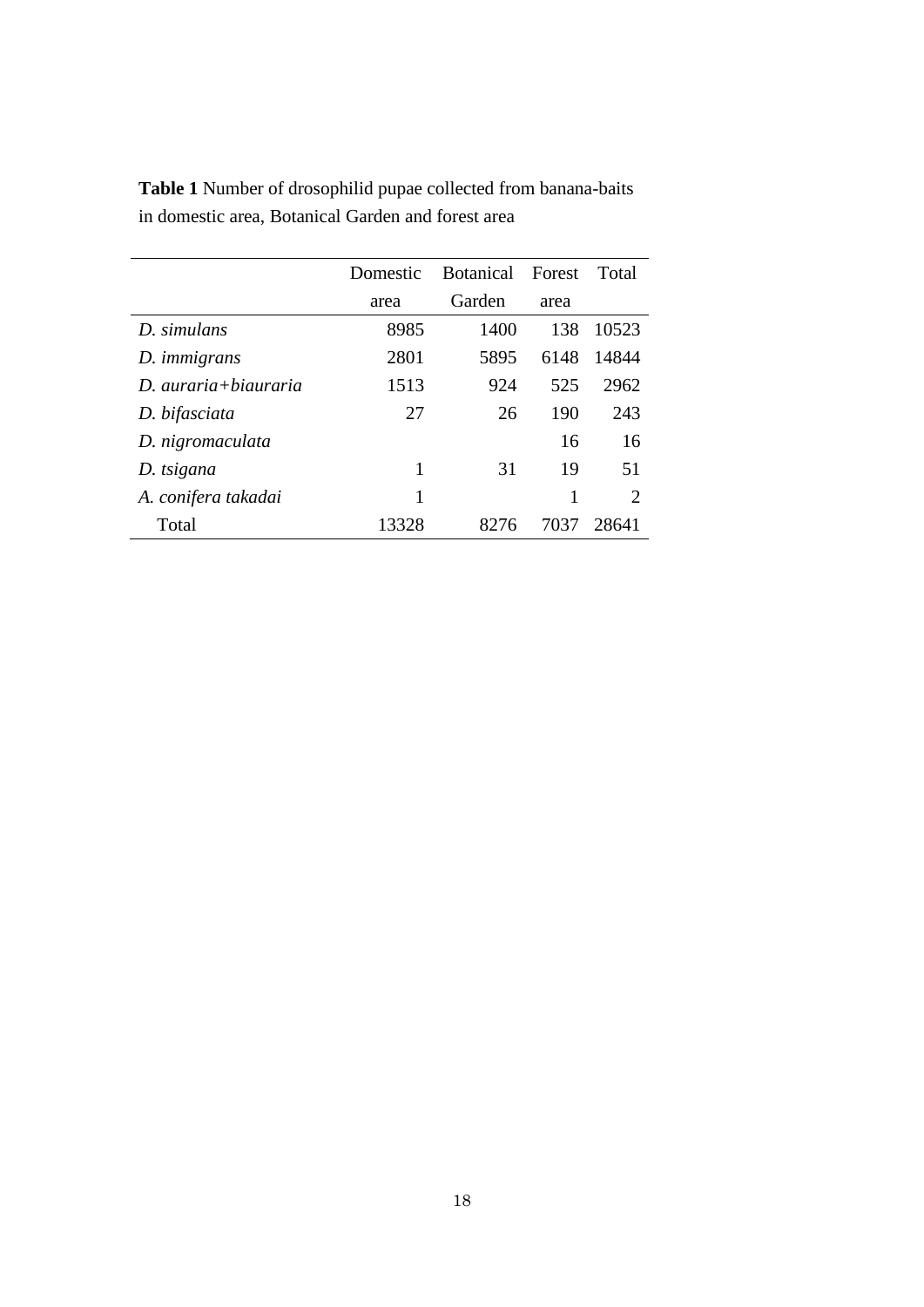**Table 1** Number of drosophilid pupae collected from banana-baits in domestic area, Botanical Garden and forest area

| | Domestic area | Botanical Garden | Forest area | Total |
|---|---|---|---|---|
| *D. simulans* | 8985 | 1400 | 138 | 10523 |
| *D. immigrans* | 2801 | 5895 | 6148 | 14844 |
| *D. auraria+biauraria* | 1513 | 924 | 525 | 2962 |
| *D. bifasciata* | 27 | 26 | 190 | 243 |
| *D. nigromaculata* | | | 16 | 16 |
| *D. tsigana* | 1 | 31 | 19 | 51 |
| *A. conifera takadai* | 1 | | 1 | 2 |
| Total | 13328 | 8276 | 7037 | 28641 |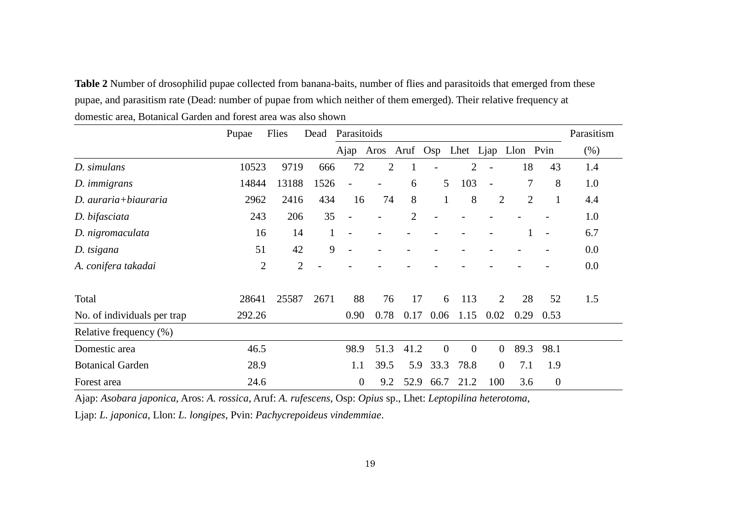**Table 2** Number of drosophilid pupae collected from banana-baits, number of flies and parasitoids that emerged from these pupae, and parasitism rate (Dead: number of pupae from which neither of them emerged). Their relative frequency at domestic area, Botanical Garden and forest area was also shown

| | Pupae | Flies | Dead | Parasitoids | | | | | | | | Parasitism |
|---|---|---|---|---|---|---|---|---|---|---|---|---|
| | | | | Ajap | Aros | Aruf | Osp | Lhet | Ljap | Llon | Pvin | (%) |
| *D. simulans* | 10523 | 9719 | 666 | 72 | 2 | 1 | - | 2 | - | 18 | 43 | 1.4 |
| *D. immigrans* | 14844 | 13188 | 1526 | - | - | 6 | 5 | 103 | - | 7 | 8 | 1.0 |
| *D. auraria+biauraria* | 2962 | 2416 | 434 | 16 | 74 | 8 | 1 | 8 | 2 | 2 | 1 | 4.4 |
| *D. bifasciata* | 243 | 206 | 35 | - | - | 2 | - | - | - | - | - | 1.0 |
| *D. nigromaculata* | 16 | 14 | 1 | - | - | - | - | - | - | 1 | - | 6.7 |
| *D. tsigana* | 51 | 42 | 9 | - | - | - | - | - | - | - | - | 0.0 |
| *A. conifera takadai* | 2 | 2 | - | - | - | - | - | - | - | - | - | 0.0 |
| | | | | | | | | | | | | |
| Total | 28641 | 25587 | 2671 | 88 | 76 | 17 | 6 | 113 | 2 | 28 | 52 | 1.5 |
| No. of individuals per trap | 292.26 | | | 0.90 | 0.78 | 0.17 | 0.06 | 1.15 | 0.02 | 0.29 | 0.53 | |
| Relative frequency (%) | | | | | | | | | | | | |
| Domestic area | 46.5 | | | 98.9 | 51.3 | 41.2 | 0 | 0 | 0 | 89.3 | 98.1 | |
| Botanical Garden | 28.9 | | | 1.1 | 39.5 | 5.9 | 33.3 | 78.8 | 0 | 7.1 | 1.9 | |
| Forest area | 24.6 | | | 0 | 9.2 | 52.9 | 66.7 | 21.2 | 100 | 3.6 | 0 | |

Ajap: *Asobara japonica*, Aros: *A. rossica*, Aruf: *A. rufescens*, Osp: *Opius* sp., Lhet: *Leptopilina heterotoma*, Ljap: *L. japonica*, Llon: *L. longipes*, Pvin: *Pachycrepoideus vindemmiae*.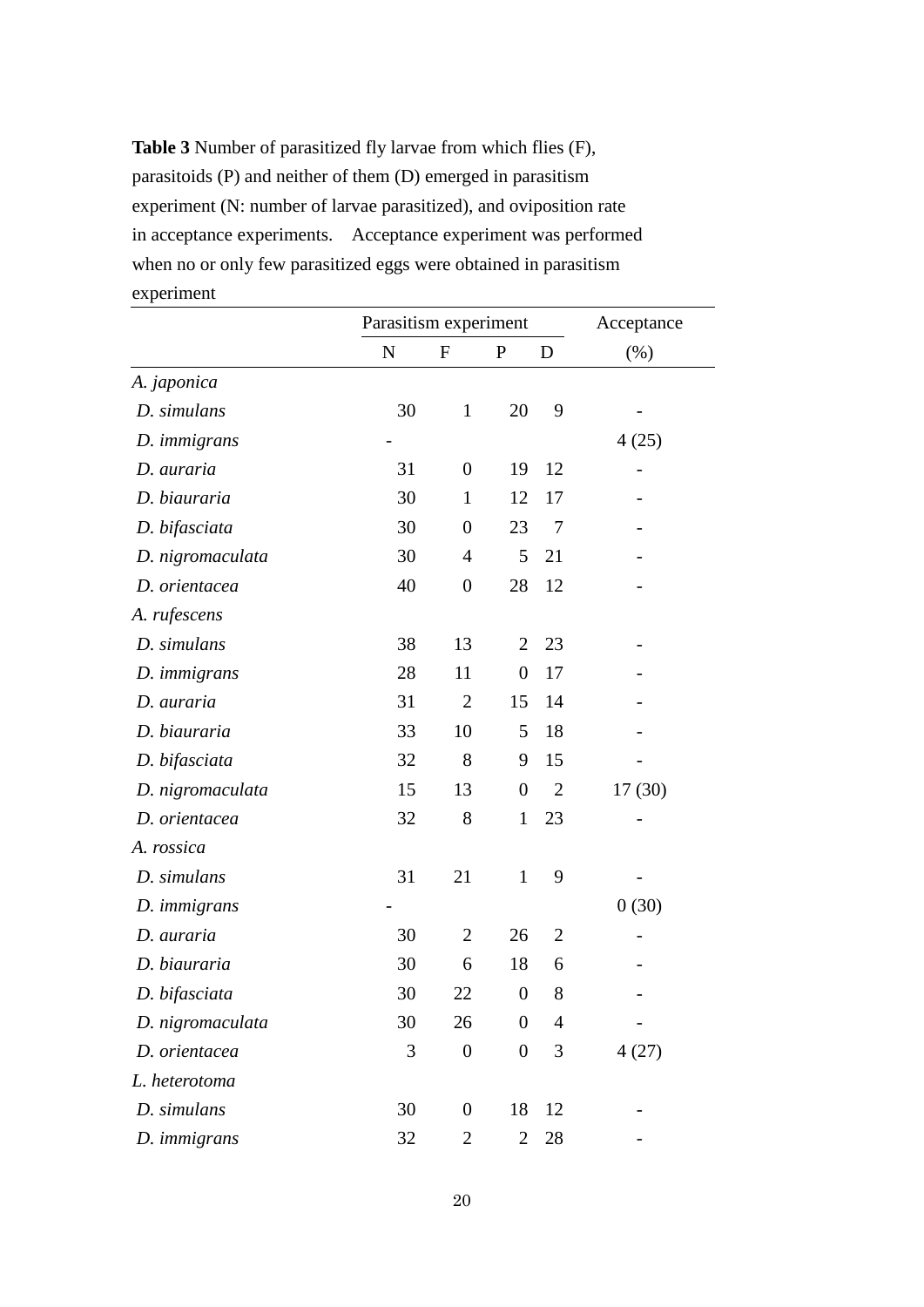**Table 3** Number of parasitized fly larvae from which flies (F), parasitoids (P) and neither of them (D) emerged in parasitism experiment (N: number of larvae parasitized), and oviposition rate in acceptance experiments. Acceptance experiment was performed when no or only few parasitized eggs were obtained in parasitism experiment

| | Parasitism experiment | | | | Acceptance |
|---|---|---|---|---|---|
| | N | F | P | D | (%) |
| *A. japonica* | | | | | |
| *D. simulans* | 30 | 1 | 20 | 9 | - |
| *D. immigrans* | - | | | | 4 (25) |
| *D. auraria* | 31 | 0 | 19 | 12 | - |
| *D. biauraria* | 30 | 1 | 12 | 17 | - |
| *D. bifasciata* | 30 | 0 | 23 | 7 | - |
| *D. nigromaculata* | 30 | 4 | 5 | 21 | - |
| *D. orientacea* | 40 | 0 | 28 | 12 | - |
| *A. rufescens* | | | | | |
| *D. simulans* | 38 | 13 | 2 | 23 | - |
| *D. immigrans* | 28 | 11 | 0 | 17 | - |
| *D. auraria* | 31 | 2 | 15 | 14 | - |
| *D. biauraria* | 33 | 10 | 5 | 18 | - |
| *D. bifasciata* | 32 | 8 | 9 | 15 | - |
| *D. nigromaculata* | 15 | 13 | 0 | 2 | 17 (30) |
| *D. orientacea* | 32 | 8 | 1 | 23 | - |
| *A. rossica* | | | | | |
| *D. simulans* | 31 | 21 | 1 | 9 | - |
| *D. immigrans* | - | | | | 0 (30) |
| *D. auraria* | 30 | 2 | 26 | 2 | - |
| *D. biauraria* | 30 | 6 | 18 | 6 | - |
| *D. bifasciata* | 30 | 22 | 0 | 8 | - |
| *D. nigromaculata* | 30 | 26 | 0 | 4 | - |
| *D. orientacea* | 3 | 0 | 0 | 3 | 4 (27) |
| *L. heterotoma* | | | | | |
| *D. simulans* | 30 | 0 | 18 | 12 | - |
| *D. immigrans* | 32 | 2 | 2 | 28 | - |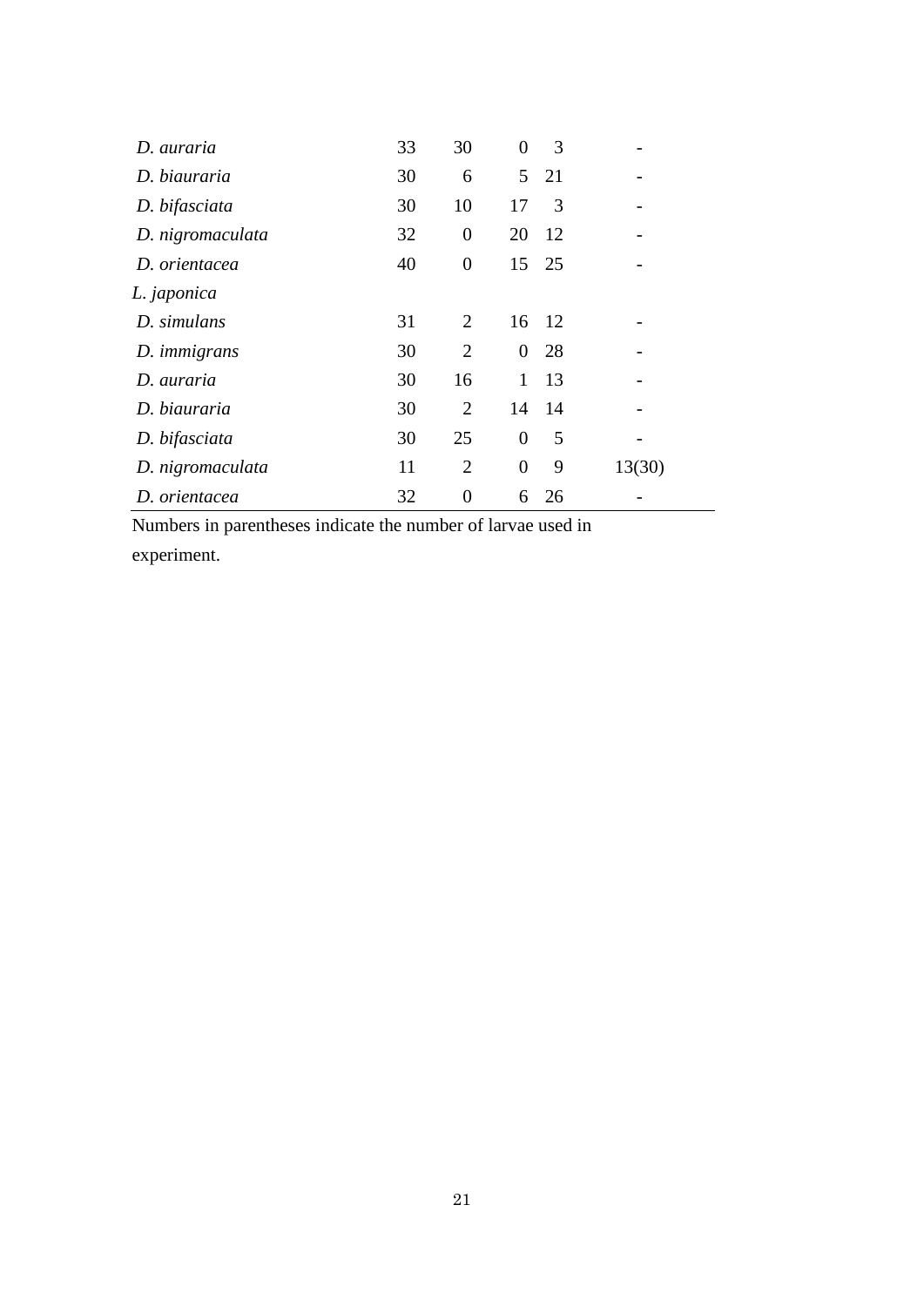| | | | | | |
|---|---|---|---|---|---|
| *D. auraria* | 33 | 30 | 0 | 3 | - |
| *D. biauraria* | 30 | 6 | 5 | 21 | - |
| *D. bifasciata* | 30 | 10 | 17 | 3 | - |
| *D. nigromaculata* | 32 | 0 | 20 | 12 | - |
| *D. orientacea* | 40 | 0 | 15 | 25 | - |
| *L. japonica* | | | | | |
| *D. simulans* | 31 | 2 | 16 | 12 | - |
| *D. immigrans* | 30 | 2 | 0 | 28 | - |
| *D. auraria* | 30 | 16 | 1 | 13 | - |
| *D. biauraria* | 30 | 2 | 14 | 14 | - |
| *D. bifasciata* | 30 | 25 | 0 | 5 | - |
| *D. nigromaculata* | 11 | 2 | 0 | 9 | 13(30) |
| *D. orientacea* | 32 | 0 | 6 | 26 | - |

Numbers in parentheses indicate the number of larvae used in experiment.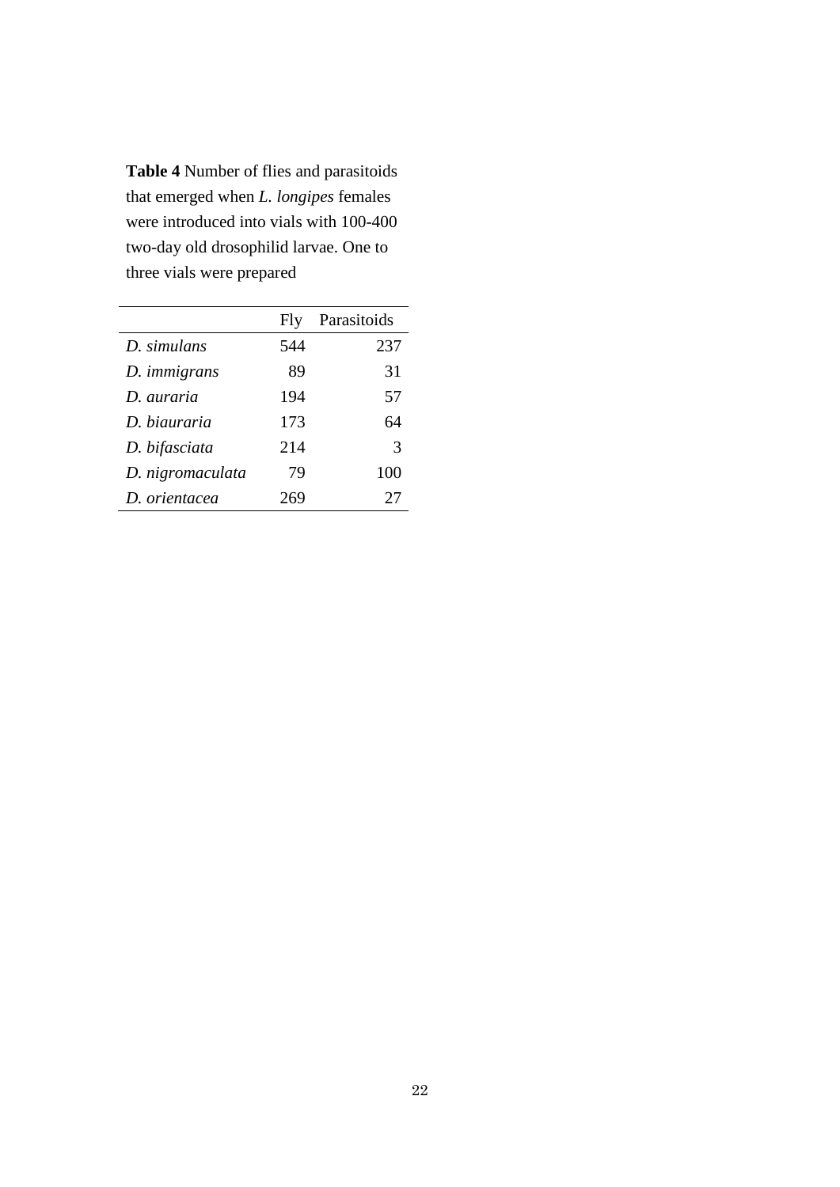**Table 4** Number of flies and parasitoids that emerged when *L. longipes* females were introduced into vials with 100-400 two-day old drosophilid larvae. One to three vials were prepared

| | Fly | Parasitoids |
|---|---|---|
| *D. simulans* | 544 | 237 |
| *D. immigrans* | 89 | 31 |
| *D. auraria* | 194 | 57 |
| *D. biauraria* | 173 | 64 |
| *D. bifasciata* | 214 | 3 |
| *D. nigromaculata* | 79 | 100 |
| *D. orientacea* | 269 | 27 |